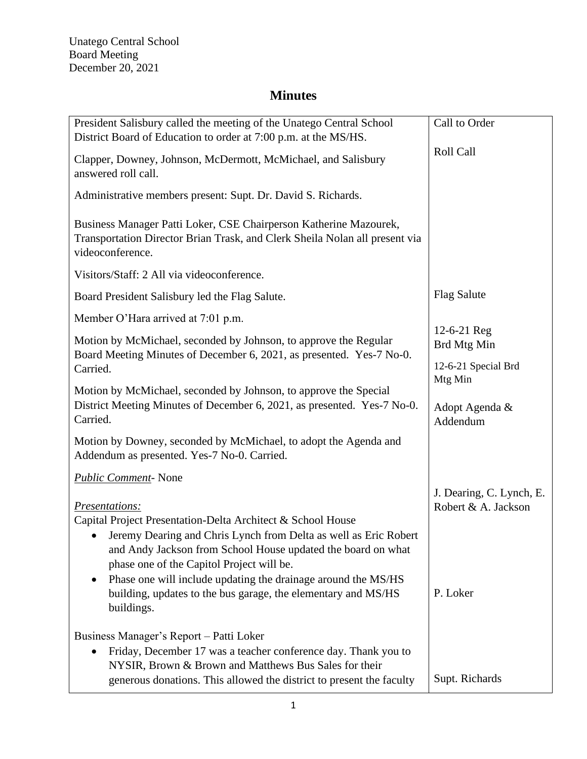Unatego Central School
Board Meeting
December 20, 2021

# Minutes

| | |
|---|---|
| President Salisbury called the meeting of the Unatego Central School District Board of Education to order at 7:00 p.m. at the MS/HS. | Call to Order |
| Clapper, Downey, Johnson, McDermott, McMichael, and Salisbury answered roll call. | Roll Call |
| Administrative members present: Supt. Dr. David S. Richards. | |
| Business Manager Patti Loker, CSE Chairperson Katherine Mazourek, Transportation Director Brian Trask, and Clerk Sheila Nolan all present via videoconference. | |
| Visitors/Staff: 2 All via videoconference. | |
| Board President Salisbury led the Flag Salute. | Flag Salute |
| Member O'Hara arrived at 7:01 p.m. | |
| Motion by McMichael, seconded by Johnson, to approve the Regular Board Meeting Minutes of December 6, 2021, as presented. Yes-7 No-0. Carried. | 12-6-21 Reg Brd Mtg Min |
| Motion by McMichael, seconded by Johnson, to approve the Special District Meeting Minutes of December 6, 2021, as presented. Yes-7 No-0. Carried. | 12-6-21 Special Brd Mtg Min |
| Motion by Downey, seconded by McMichael, to adopt the Agenda and Addendum as presented. Yes-7 No-0. Carried. | Adopt Agenda & Addendum |
| *Public Comment*- None | |
| *Presentations:*<br>Capital Project Presentation-Delta Architect & School House<br>• Jeremy Dearing and Chris Lynch from Delta as well as Eric Robert and Andy Jackson from School House updated the board on what phase one of the Capitol Project will be.<br>• Phase one will include updating the drainage around the MS/HS building, updates to the bus garage, the elementary and MS/HS buildings. | J. Dearing, C. Lynch, E. Robert & A. Jackson |
| Business Manager's Report – Patti Loker<br>• Friday, December 17 was a teacher conference day. Thank you to NYSIR, Brown & Brown and Matthews Bus Sales for their generous donations. This allowed the district to present the faculty | P. Loker<br><br>Supt. Richards |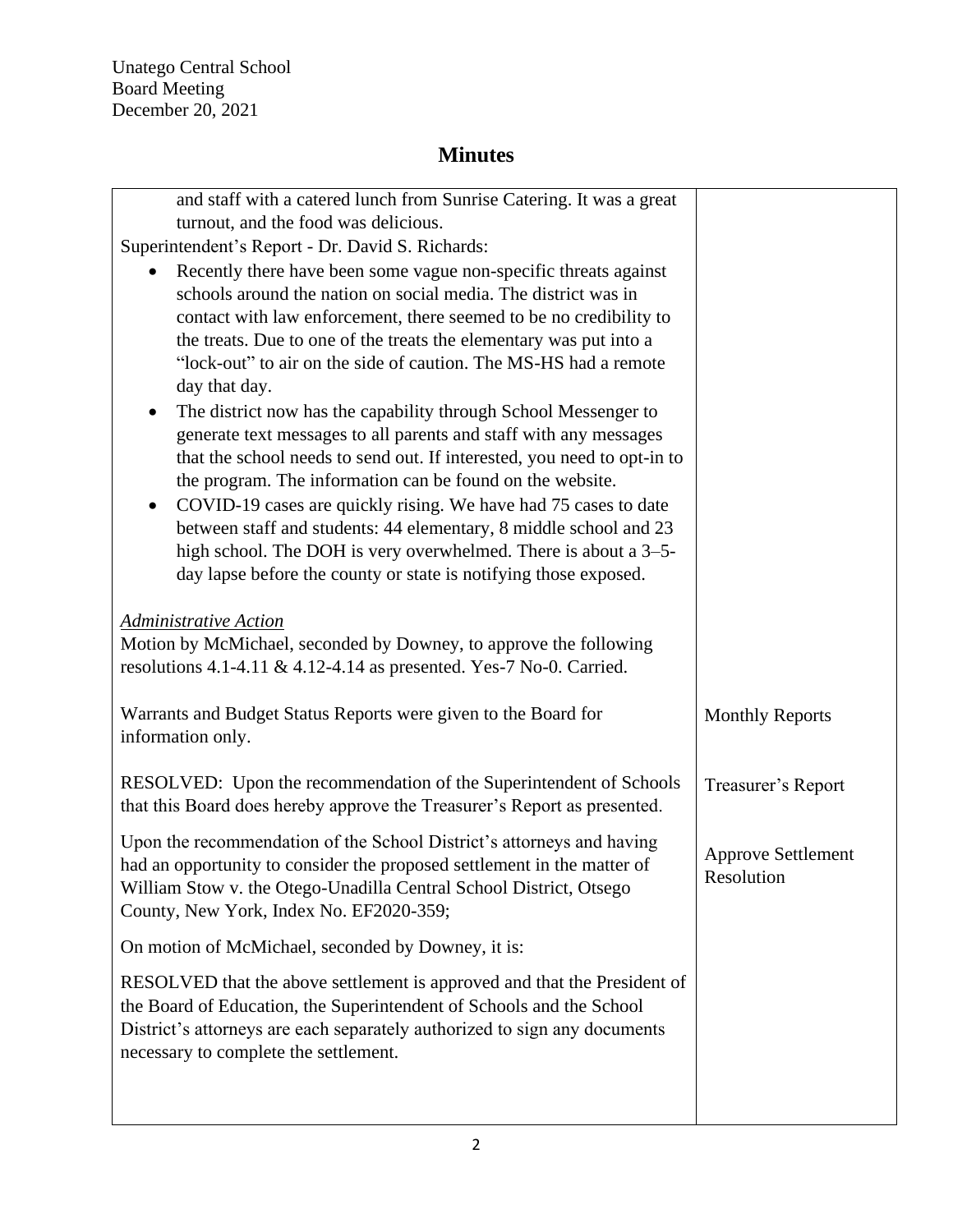Unatego Central School
Board Meeting
December 20, 2021

# Minutes

| | |
|---|---|
| and staff with a catered lunch from Sunrise Catering. It was a great turnout, and the food was delicious.<br>Superintendent's Report - Dr. David S. Richards:<br>• Recently there have been some vague non-specific threats against schools around the nation on social media. The district was in contact with law enforcement, there seemed to be no credibility to the treats. Due to one of the treats the elementary was put into a "lock-out" to air on the side of caution. The MS-HS had a remote day that day.<br>• The district now has the capability through School Messenger to generate text messages to all parents and staff with any messages that the school needs to send out. If interested, you need to opt-in to the program. The information can be found on the website.<br>• COVID-19 cases are quickly rising. We have had 75 cases to date between staff and students: 44 elementary, 8 middle school and 23 high school. The DOH is very overwhelmed. There is about a 3–5-day lapse before the county or state is notifying those exposed. | |
| *Administrative Action*<br>Motion by McMichael, seconded by Downey, to approve the following resolutions 4.1-4.11 & 4.12-4.14 as presented. Yes-7 No-0. Carried. | |
| Warrants and Budget Status Reports were given to the Board for information only. | Monthly Reports |
| RESOLVED: Upon the recommendation of the Superintendent of Schools that this Board does hereby approve the Treasurer's Report as presented. | Treasurer's Report |
| Upon the recommendation of the School District's attorneys and having had an opportunity to consider the proposed settlement in the matter of William Stow v. the Otego-Unadilla Central School District, Otsego County, New York, Index No. EF2020-359;<br>On motion of McMichael, seconded by Downey, it is:<br>RESOLVED that the above settlement is approved and that the President of the Board of Education, the Superintendent of Schools and the School District's attorneys are each separately authorized to sign any documents necessary to complete the settlement. | Approve Settlement Resolution |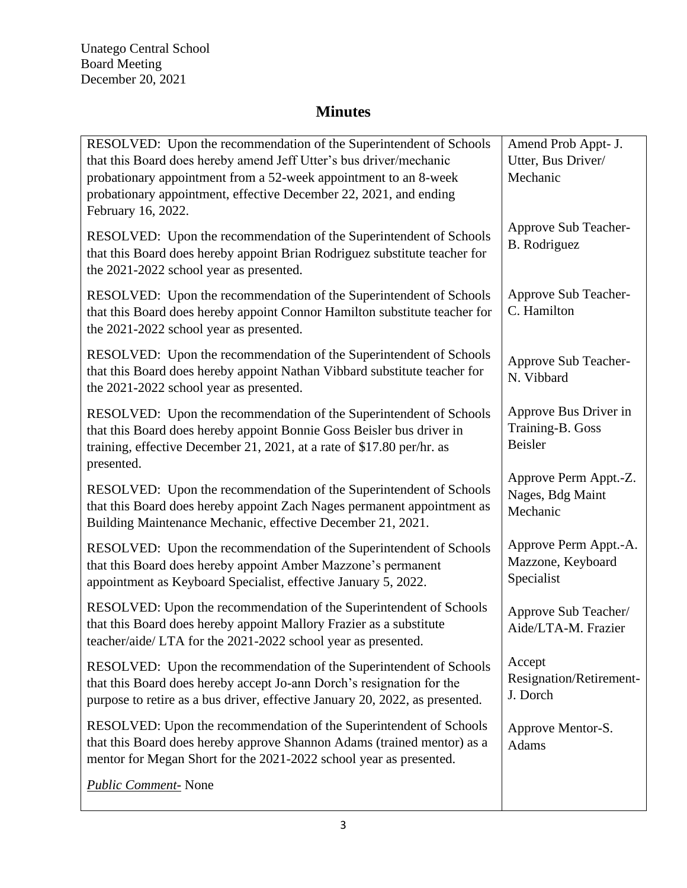Unatego Central School
Board Meeting
December 20, 2021

# Minutes

| | |
|---|---|
| RESOLVED: Upon the recommendation of the Superintendent of Schools that this Board does hereby amend Jeff Utter's bus driver/mechanic probationary appointment from a 52-week appointment to an 8-week probationary appointment, effective December 22, 2021, and ending February 16, 2022. | Amend Prob Appt- J. Utter, Bus Driver/ Mechanic |
| RESOLVED: Upon the recommendation of the Superintendent of Schools that this Board does hereby appoint Brian Rodriguez substitute teacher for the 2021-2022 school year as presented. | Approve Sub Teacher- B. Rodriguez |
| RESOLVED: Upon the recommendation of the Superintendent of Schools that this Board does hereby appoint Connor Hamilton substitute teacher for the 2021-2022 school year as presented. | Approve Sub Teacher- C. Hamilton |
| RESOLVED: Upon the recommendation of the Superintendent of Schools that this Board does hereby appoint Nathan Vibbard substitute teacher for the 2021-2022 school year as presented. | Approve Sub Teacher- N. Vibbard |
| RESOLVED: Upon the recommendation of the Superintendent of Schools that this Board does hereby appoint Bonnie Goss Beisler bus driver in training, effective December 21, 2021, at a rate of $17.80 per/hr. as presented. | Approve Bus Driver in Training-B. Goss Beisler |
| RESOLVED: Upon the recommendation of the Superintendent of Schools that this Board does hereby appoint Zach Nages permanent appointment as Building Maintenance Mechanic, effective December 21, 2021. | Approve Perm Appt.-Z. Nages, Bdg Maint Mechanic |
| RESOLVED: Upon the recommendation of the Superintendent of Schools that this Board does hereby appoint Amber Mazzone's permanent appointment as Keyboard Specialist, effective January 5, 2022. | Approve Perm Appt.-A. Mazzone, Keyboard Specialist |
| RESOLVED: Upon the recommendation of the Superintendent of Schools that this Board does hereby appoint Mallory Frazier as a substitute teacher/aide/ LTA for the 2021-2022 school year as presented. | Approve Sub Teacher/ Aide/LTA-M. Frazier |
| RESOLVED: Upon the recommendation of the Superintendent of Schools that this Board does hereby accept Jo-ann Dorch's resignation for the purpose to retire as a bus driver, effective January 20, 2022, as presented. | Accept Resignation/Retirement- J. Dorch |
| RESOLVED: Upon the recommendation of the Superintendent of Schools that this Board does hereby approve Shannon Adams (trained mentor) as a mentor for Megan Short for the 2021-2022 school year as presented. | Approve Mentor-S. Adams |
| *Public Comment-* None | |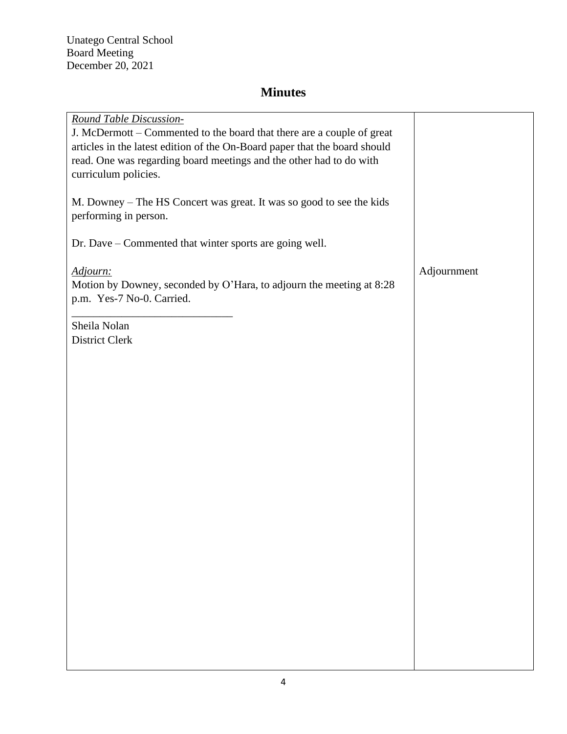Unatego Central School
Board Meeting
December 20, 2021

# Minutes

| | |
|---|---|
| *Round Table Discussion-*<br>J. McDermott – Commented to the board that there are a couple of great articles in the latest edition of the On-Board paper that the board should read. One was regarding board meetings and the other had to do with curriculum policies.<br><br>M. Downey – The HS Concert was great. It was so good to see the kids performing in person.<br><br>Dr. Dave – Commented that winter sports are going well. | |
| *Adjourn:*<br>Motion by Downey, seconded by O'Hara, to adjourn the meeting at 8:28 p.m. Yes-7 No-0. Carried.<br><br>_____________________________<br>Sheila Nolan<br>District Clerk | Adjournment |